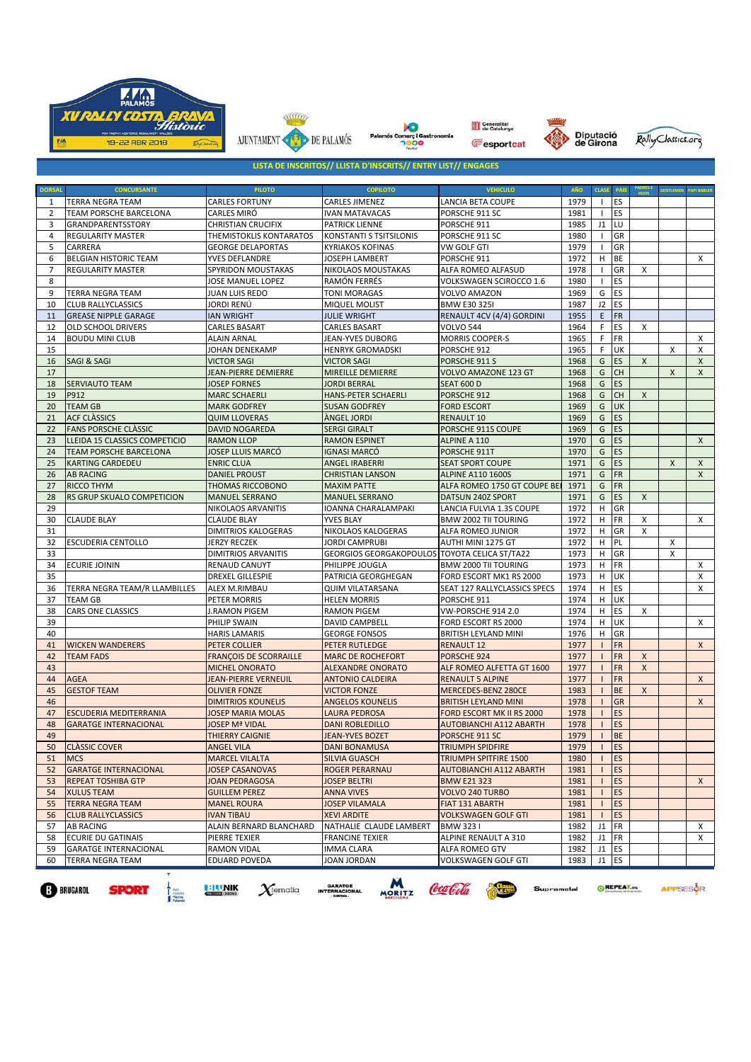# XV RALLY COSTA BRAVA Històric

19-22 ABR 2018

**LISTA DE INSCRITOS// LLISTA D'INSCRITS// ENTRY LIST// ENGAGES**

| DORSAL | CONCURSANTE | PILOTO | COPILOTO | VEHICULO | AÑO | CLASE | PAIS | PADRES E HIJOS | GENTLEMEN | PAPI BABLER |
|---|---|---|---|---|---|---|---|---|---|---|
| 1 | TERRA NEGRA TEAM | CARLES FORTUNY | CARLES JIMENEZ | LANCIA BETA COUPE | 1979 | I | ES | | | |
| 2 | TEAM PORSCHE BARCELONA | CARLES MIRÓ | IVAN MATAVACAS | PORSCHE 911 SC | 1981 | I | ES | | | |
| 3 | GRANDPARENTSSTORY | CHRISTIAN CRUCIFIX | PATRICK LIENNE | PORSCHE 911 | 1985 | J1 | LU | | | |
| 4 | REGULARITY MASTER | THEMISTOKLIS KONTARATOS | KONSTANTI S TSITSILONIS | PORSCHE 911 SC | 1980 | I | GR | | | |
| 5 | CARRERA | GEORGE DELAPORTAS | KYRIAKOS KOFINAS | VW GOLF GTI | 1979 | I | GR | | | |
| 6 | BELGIAN HISTORIC TEAM | YVES DEFLANDRE | JOSEPH LAMBERT | PORSCHE 911 | 1972 | H | BE | | | X |
| 7 | REGULARITY MASTER | SPYRIDON MOUSTAKAS | NIKOLAOS MOUSTAKAS | ALFA ROMEO ALFASUD | 1978 | I | GR | X | | |
| 8 | | JOSE MANUEL LOPEZ | RAMÓN FERRÉS | VOLKSWAGEN SCIROCCO 1.6 | 1980 | I | ES | | | |
| 9 | TERRA NEGRA TEAM | JUAN LUIS REDO | TONI MORAGAS | VOLVO AMAZON | 1969 | G | ES | | | |
| 10 | CLUB RALLYCLASSICS | JORDI RENÚ | MIQUEL MOLIST | BMW E30 325I | 1987 | J2 | ES | | | |
| 11 | GREASE NIPPLE GARAGE | IAN WRIGHT | JULIE WRIGHT | RENAULT 4CV (4/4) GORDINI | 1955 | E | FR | | | |
| 12 | OLD SCHOOL DRIVERS | CARLES BASART | CARLES BASART | VOLVO 544 | 1964 | F | ES | X | | |
| 14 | BOUDU MINI CLUB | ALAIN ARNAL | JEAN-YVES DUBORG | MORRIS COOPER-S | 1965 | F | FR | | | X |
| 15 | | JOHAN DENEKAMP | HENRYK GROMADSKI | PORSCHE 912 | 1965 | F | UK | | X | X |
| 16 | SAGI & SAGI | VICTOR SAGI | VICTOR SAGI | PORSCHE 911 S | 1968 | G | ES | X | | X |
| 17 | | JEAN-PIERRE DEMIERRE | MIREILLE DEMIERRE | VOLVO AMAZONE 123 GT | 1968 | G | CH | | X | X |
| 18 | SERVIAUTO TEAM | JOSEP FORNES | JORDI BERRAL | SEAT 600 D | 1968 | G | ES | | | |
| 19 | P912 | MARC SCHAERLI | HANS-PETER SCHAERLI | PORSCHE 912 | 1968 | G | CH | X | | |
| 20 | TEAM GB | MARK GODFREY | SUSAN GODFREY | FORD ESCORT | 1969 | G | UK | | | |
| 21 | ACF CLÀSSICS | QUIM LLOVERAS | ÀNGEL JORDI | RENAULT 10 | 1969 | G | ES | | | |
| 22 | FANS PORSCHE CLÀSSIC | DAVID NOGAREDA | SERGI GIRALT | PORSCHE 911S COUPE | 1969 | G | ES | | | |
| 23 | LLEIDA 15 CLASSICS COMPETICIO | RAMON LLOP | RAMON ESPINET | ALPINE A 110 | 1970 | G | ES | | | X |
| 24 | TEAM PORSCHE BARCELONA | JOSEP LLUIS MARCÓ | IGNASI MARCÓ | PORSCHE 911T | 1970 | G | ES | | | |
| 25 | KARTING CARDEDEU | ENRIC CLUA | ANGEL IRABERRI | SEAT SPORT COUPE | 1971 | G | ES | | X | X |
| 26 | AB RACING | DANIEL PROUST | CHRISTIAN LANSON | ALPINE A110 1600S | 1971 | G | FR | | | X |
| 27 | RICCO THYM | THOMAS RICCOBONO | MAXIM PATTE | ALFA ROMEO 1750 GT COUPE BE | 1971 | G | FR | | | |
| 28 | RS GRUP SKUALO COMPETICION | MANUEL SERRANO | MANUEL SERRANO | DATSUN 240Z SPORT | 1971 | G | ES | X | | |
| 29 | | NIKOLAOS ARVANITIS | IOANNA CHARALAMPAKI | LANCIA FULVIA 1.3S COUPE | 1972 | H | GR | | | |
| 30 | CLAUDE BLAY | CLAUDE BLAY | YVES BLAY | BMW 2002 TII TOURING | 1972 | H | FR | X | | X |
| 31 | | DIMITRIOS KALOGERAS | NIKOLAOS KALOGERAS | ALFA ROMEO JUNIOR | 1972 | H | GR | X | | |
| 32 | ESCUDERIA CENTOLLO | JERZY RECZEK | JORDI CAMPRUBI | AUTHI MINI 1275 GT | 1972 | H | PL | | X | |
| 33 | | DIMITRIOS ARVANITIS | GEORGIOS GEORGAKOPOULOS | TOYOTA CELICA ST/TA22 | 1973 | H | GR | | X | |
| 34 | ECURIE JOININ | RENAUD CANUYT | PHILIPPE JOUGLA | BMW 2000 TII TOURING | 1973 | H | FR | | | X |
| 35 | | DREXEL GILLESPIE | PATRICIA GEORGHEGAN | FORD ESCORT MK1 RS 2000 | 1973 | H | UK | | | X |
| 36 | TERRA NEGRA TEAM/R LLAMBILLES | ALEX M.RIMBAU | QUIM VILATARSANA | SEAT 127 RALLYCLASSICS SPECS | 1974 | H | ES | | | X |
| 37 | TEAM GB | PETER MORRIS | HELEN MORRIS | PORSCHE 911 | 1974 | H | UK | | | |
| 38 | CARS ONE CLASSICS | J.RAMON PIGEM | RAMON PIGEM | VW-PORSCHE 914 2.0 | 1974 | H | ES | X | | |
| 39 | | PHILIP SWAIN | DAVID CAMPBELL | FORD ESCORT RS 2000 | 1974 | H | UK | | | X |
| 40 | | HARIS LAMARIS | GEORGE FONSOS | BRITISH LEYLAND MINI | 1976 | H | GR | | | |
| 41 | WICKEN WANDERERS | PETER COLLIER | PETER RUTLEDGE | RENAULT 12 | 1977 | I | FR | | | X |
| 42 | TEAM FADS | FRANÇOIS DE SCORRAILLE | MARC DE ROCHEFORT | PORSCHE 924 | 1977 | I | FR | X | | |
| 43 | | MICHEL ONORATO | ALEXANDRE ONORATO | ALF ROMEO ALFETTA GT 1600 | 1977 | I | FR | X | | |
| 44 | AGEA | JEAN-PIERRE VERNEUIL | ANTONIO CALDEIRA | RENAULT 5 ALPINE | 1977 | I | FR | | | X |
| 45 | GESTOF TEAM | OLIVIER FONZE | VICTOR FONZE | MERCEDES-BENZ 280CE | 1983 | I | BE | X | | |
| 46 | | DIMITRIOS KOUNELIS | ANGELOS KOUNELIS | BRITISH LEYLAND MINI | 1978 | I | GR | | | X |
| 47 | ESCUDERIA MEDITERRANIA | JOSEP MARIA MOLAS | LAURA PEDROSA | FORD ESCORT MK II RS 2000 | 1978 | I | ES | | | |
| 48 | GARATGE INTERNACIONAL | JOSEP Mª VIDAL | DANI ROBLEDILLO | AUTOBIANCHI A112 ABARTH | 1978 | I | ES | | | |
| 49 | | THIERRY CAIGNIE | JEAN-YVES BOZET | PORSCHE 911 SC | 1979 | I | BE | | | |
| 50 | CLÀSSIC COVER | ANGEL VILA | DANI BONAMUSA | TRIUMPH SPIDFIRE | 1979 | I | ES | | | |
| 51 | MCS | MARCEL VILALTA | SILVIA GUASCH | TRIUMPH SPITFIRE 1500 | 1980 | I | ES | | | |
| 52 | GARATGE INTERNACIONAL | JOSEP CASANOVAS | ROGER PERARNAU | AUTOBIANCHI A112 ABARTH | 1981 | I | ES | | | |
| 53 | REPEAT TOSHIBA GTP | JOAN PEDRAGOSA | JOSEP BELTRI | BMW E21 323 | 1981 | I | ES | | | X |
| 54 | XULUS TEAM | GUILLEM PEREZ | ANNA VIVES | VOLVO 240 TURBO | 1981 | I | ES | | | |
| 55 | TERRA NEGRA TEAM | MANEL ROURA | JOSEP VILAMALA | FIAT 131 ABARTH | 1981 | I | ES | | | |
| 56 | CLUB RALLYCLASSICS | IVAN TIBAU | XEVI ARDITE | VOLKSWAGEN GOLF GTI | 1981 | I | ES | | | |
| 57 | AB RACING | ALAIN BERNARD BLANCHARD | NATHALIE CLAUDE LAMBERT | BMW 323 I | 1982 | J1 | FR | | | X |
| 58 | ECURIE DU GATINAIS | PIERRE TEXIER | FRANCINE TEXIER | ALPINE RENAULT A 310 | 1982 | J1 | FR | | | X |
| 59 | GARATGE INTERNACIONAL | RAMON VIDAL | IMMA CLARA | ALFA ROMEO GTV | 1982 | J1 | ES | | | |
| 60 | TERRA NEGRA TEAM | EDUARD POVEDA | JOAN JORDAN | VOLKSWAGEN GOLF GTI | 1983 | J1 | ES | | | |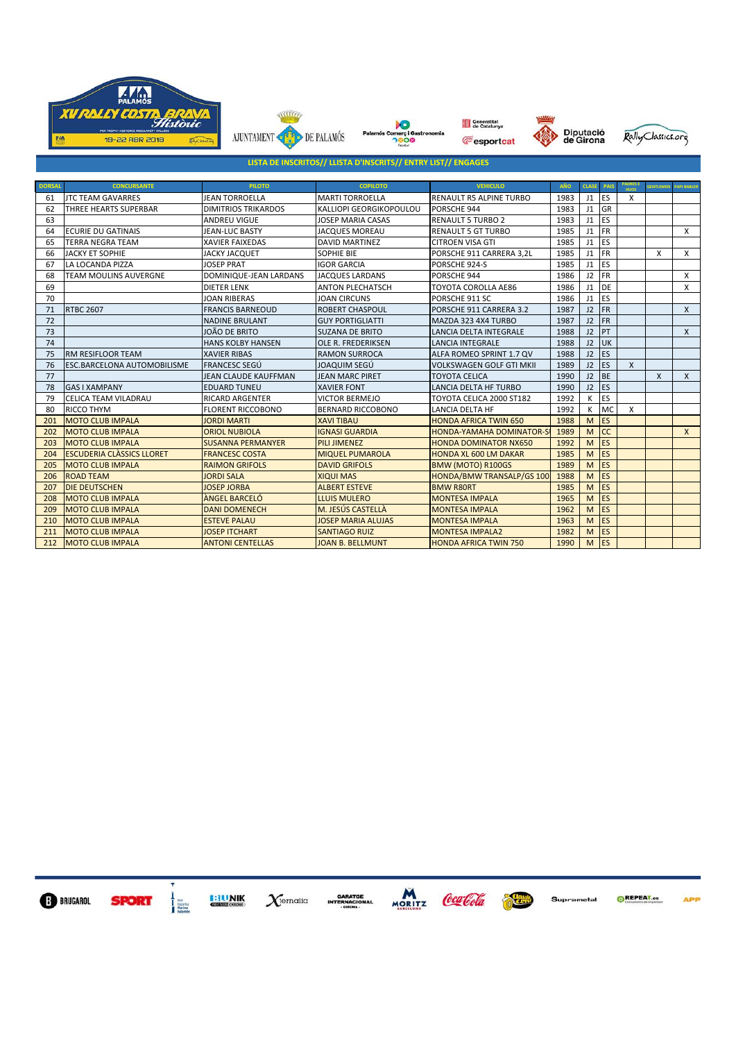## LISTA DE INSCRITOS// LLISTA D'INSCRITS// ENTRY LIST// ENGAGES

| DORSAL | CONCURSANTE | PILOTO | COPILOTO | VEHICULO | AÑO | CLASE | PAIS | PADRES E HIJOS | GENTLEMEN | PAPI BABLER |
|---|---|---|---|---|---|---|---|---|---|---|
| 61 | JTC TEAM GAVARRES | JEAN TORROELLA | MARTI TORROELLA | RENAULT R5 ALPINE TURBO | 1983 | J1 | ES | X | | |
| 62 | THREE HEARTS SUPERBAR | DIMITRIOS TRIKARDOS | KALLIOPI GEORGIKOPOULOU | PORSCHE 944 | 1983 | J1 | GR | | | |
| 63 | | ANDREU VIGUE | JOSEP MARIA CASAS | RENAULT 5 TURBO 2 | 1983 | J1 | ES | | | |
| 64 | ECURIE DU GATINAIS | JEAN-LUC BASTY | JACQUES MOREAU | RENAULT 5 GT TURBO | 1985 | J1 | FR | | | X |
| 65 | TERRA NEGRA TEAM | XAVIER FAIXEDAS | DAVID MARTINEZ | CITROEN VISA GTI | 1985 | J1 | ES | | | |
| 66 | JACKY ET SOPHIE | JACKY JACQUET | SOPHIE BIE | PORSCHE 911 CARRERA 3,2L | 1985 | J1 | FR | | X | X |
| 67 | LA LOCANDA PIZZA | JOSEP PRAT | IGOR GARCIA | PORSCHE 924-S | 1985 | J1 | ES | | | |
| 68 | TEAM MOULINS AUVERGNE | DOMINIQUE-JEAN LARDANS | JACQUES LARDANS | PORSCHE 944 | 1986 | J2 | FR | | | X |
| 69 | | DIETER LENK | ANTON PLECHATSCH | TOYOTA COROLLA AE86 | 1986 | J1 | DE | | | X |
| 70 | | JOAN RIBERAS | JOAN CIRCUNS | PORSCHE 911 SC | 1986 | J1 | ES | | | |
| 71 | RTBC 2607 | FRANCIS BARNEOUD | ROBERT CHASPOUL | PORSCHE 911 CARRERA 3.2 | 1987 | J2 | FR | | | X |
| 72 | | NADINE BRULANT | GUY PORTIGLIATTI | MAZDA 323 4X4 TURBO | 1987 | J2 | FR | | | |
| 73 | | JOÃO DE BRITO | SUZANA DE BRITO | LANCIA DELTA INTEGRALE | 1988 | J2 | PT | | | X |
| 74 | | HANS KOLBY HANSEN | OLE R. FREDERIKSEN | LANCIA INTEGRALE | 1988 | J2 | UK | | | |
| 75 | RM RESIFLOOR TEAM | XAVIER RIBAS | RAMON SURROCA | ALFA ROMEO SPRINT 1.7 QV | 1988 | J2 | ES | | | |
| 76 | ESC.BARCELONA AUTOMOBILISME | FRANCESC SEGÚ | JOAQUIM SEGÚ | VOLKSWAGEN GOLF GTI MKII | 1989 | J2 | ES | X | | |
| 77 | | JEAN CLAUDE KAUFFMAN | JEAN MARC PIRET | TOYOTA CELICA | 1990 | J2 | BE | | X | X |
| 78 | GAS I XAMPANY | EDUARD TUNEU | XAVIER FONT | LANCIA DELTA HF TURBO | 1990 | J2 | ES | | | |
| 79 | CELICA TEAM VILADRAU | RICARD ARGENTER | VICTOR BERMEJO | TOYOTA CELICA 2000 ST182 | 1992 | K | ES | | | |
| 80 | RICCO THYM | FLORENT RICCOBONO | BERNARD RICCOBONO | LANCIA DELTA HF | 1992 | K | MC | X | | |
| 201 | MOTO CLUB IMPALA | JORDI MARTI | XAVI TIBAU | HONDA AFRICA TWIN 650 | 1988 | M | ES | | | |
| 202 | MOTO CLUB IMPALA | ORIOL NUBIOLA | IGNASI GUARDIA | HONDA-YAMAHA DOMINATOR-S | 1989 | M | CC | | | X |
| 203 | MOTO CLUB IMPALA | SUSANNA PERMANYER | PILI JIMENEZ | HONDA DOMINATOR NX650 | 1992 | M | ES | | | |
| 204 | ESCUDERIA CLÀSSICS LLORET | FRANCESC COSTA | MIQUEL PUMAROLA | HONDA XL 600 LM DAKAR | 1985 | M | ES | | | |
| 205 | MOTO CLUB IMPALA | RAIMON GRIFOLS | DAVID GRIFOLS | BMW (MOTO) R100GS | 1989 | M | ES | | | |
| 206 | ROAD TEAM | JORDI SALA | XIQUI MAS | HONDA/BMW TRANSALP/GS 100 | 1988 | M | ES | | | |
| 207 | DIE DEUTSCHEN | JOSEP JORBA | ALBERT ESTEVE | BMW R80RT | 1985 | M | ES | | | |
| 208 | MOTO CLUB IMPALA | ÀNGEL BARCELÓ | LLUIS MULERO | MONTESA IMPALA | 1965 | M | ES | | | |
| 209 | MOTO CLUB IMPALA | DANI DOMENECH | M. JESÚS CASTELLÀ | MONTESA IMPALA | 1962 | M | ES | | | |
| 210 | MOTO CLUB IMPALA | ESTEVE PALAU | JOSEP MARIA ALUJAS | MONTESA IMPALA | 1963 | M | ES | | | |
| 211 | MOTO CLUB IMPALA | JOSEP ITCHART | SANTIAGO RUIZ | MONTESA IMPALA2 | 1982 | M | ES | | | |
| 212 | MOTO CLUB IMPALA | ANTONI CENTELLAS | JOAN B. BELLMUNT | HONDA AFRICA TWIN 750 | 1990 | M | ES | | | |